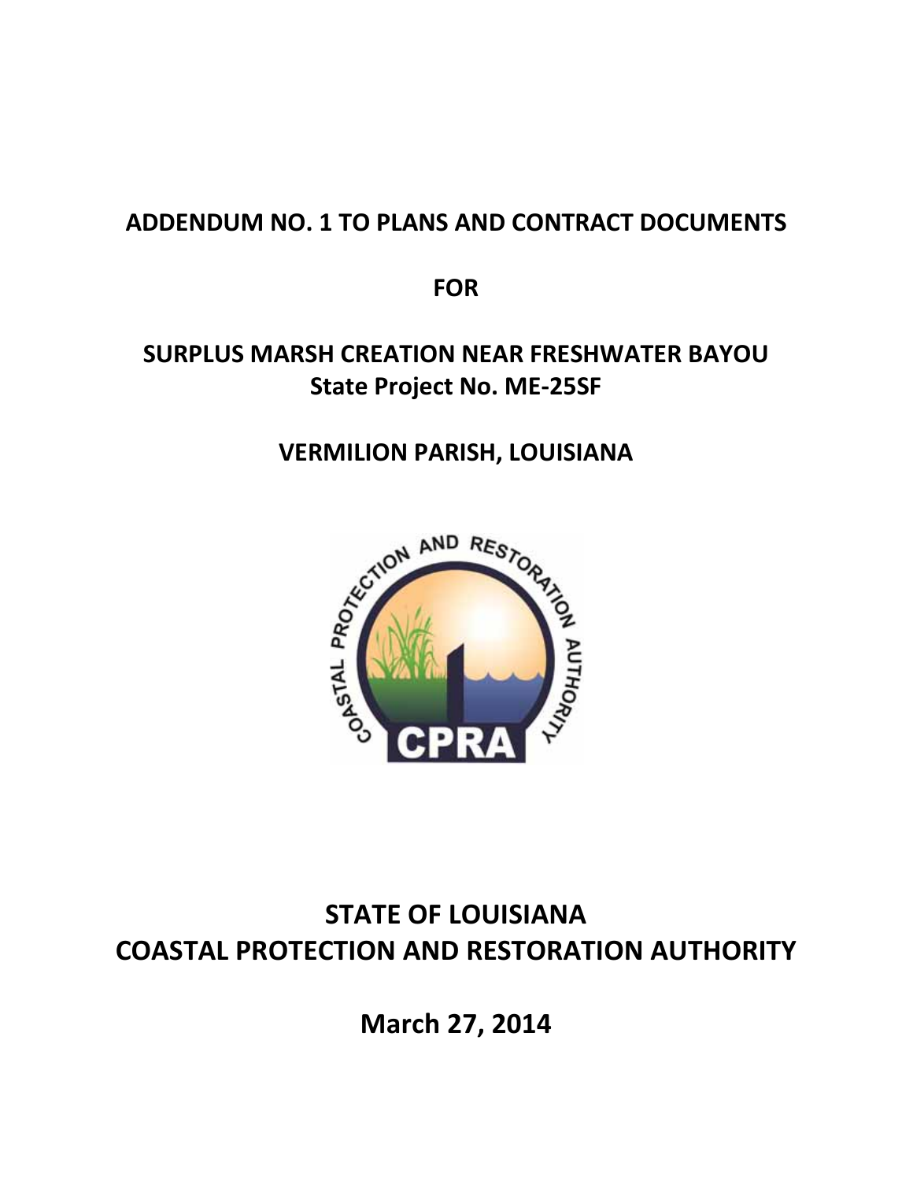# ADDENDUM NO. 1 TO PLANS AND CONTRACT DOCUMENTS

## FOR

## SURPLUS MARSH CREATION NEAR FRESHWATER BAYOU
## State Project No. ME-25SF

## VERMILION PARISH, LOUISIANA

# STATE OF LOUISIANA
# COASTAL PROTECTION AND RESTORATION AUTHORITY

## March 27, 2014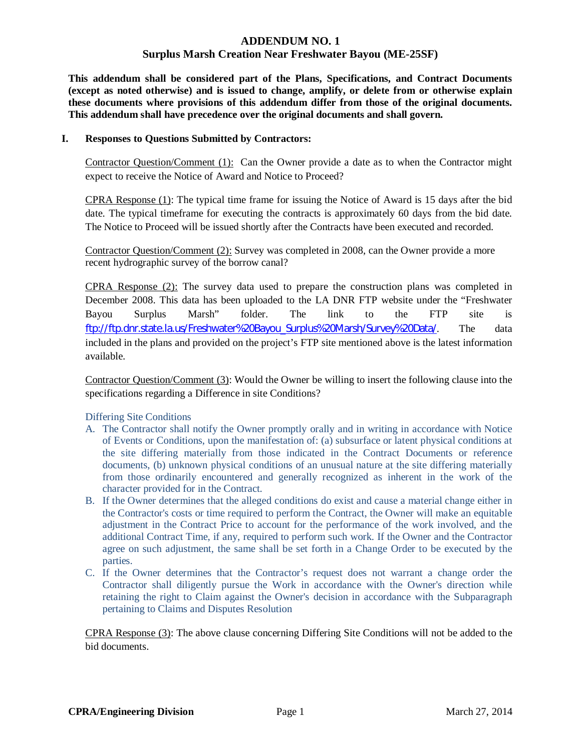# ADDENDUM NO. 1
## Surplus Marsh Creation Near Freshwater Bayou (ME-25SF)

**This addendum shall be considered part of the Plans, Specifications, and Contract Documents (except as noted otherwise) and is issued to change, amplify, or delete from or otherwise explain these documents where provisions of this addendum differ from those of the original documents. This addendum shall have precedence over the original documents and shall govern.**

### I. Responses to Questions Submitted by Contractors:

Contractor Question/Comment (1): Can the Owner provide a date as to when the Contractor might expect to receive the Notice of Award and Notice to Proceed?

CPRA Response (1): The typical time frame for issuing the Notice of Award is 15 days after the bid date. The typical timeframe for executing the contracts is approximately 60 days from the bid date. The Notice to Proceed will be issued shortly after the Contracts have been executed and recorded.

Contractor Question/Comment (2): Survey was completed in 2008, can the Owner provide a more recent hydrographic survey of the borrow canal?

CPRA Response (2): The survey data used to prepare the construction plans was completed in December 2008. This data has been uploaded to the LA DNR FTP website under the "Freshwater Bayou Surplus Marsh" folder. The link to the FTP site is ftp://ftp.dnr.state.la.us/Freshwater%20Bayou_Surplus%20Marsh/Survey%20Data/. The data included in the plans and provided on the project's FTP site mentioned above is the latest information available.

Contractor Question/Comment (3): Would the Owner be willing to insert the following clause into the specifications regarding a Difference in site Conditions?

Differing Site Conditions

A. The Contractor shall notify the Owner promptly orally and in writing in accordance with Notice of Events or Conditions, upon the manifestation of: (a) subsurface or latent physical conditions at the site differing materially from those indicated in the Contract Documents or reference documents, (b) unknown physical conditions of an unusual nature at the site differing materially from those ordinarily encountered and generally recognized as inherent in the work of the character provided for in the Contract.
B. If the Owner determines that the alleged conditions do exist and cause a material change either in the Contractor's costs or time required to perform the Contract, the Owner will make an equitable adjustment in the Contract Price to account for the performance of the work involved, and the additional Contract Time, if any, required to perform such work. If the Owner and the Contractor agree on such adjustment, the same shall be set forth in a Change Order to be executed by the parties.
C. If the Owner determines that the Contractor's request does not warrant a change order the Contractor shall diligently pursue the Work in accordance with the Owner's direction while retaining the right to Claim against the Owner's decision in accordance with the Subparagraph pertaining to Claims and Disputes Resolution

CPRA Response (3): The above clause concerning Differing Site Conditions will not be added to the bid documents.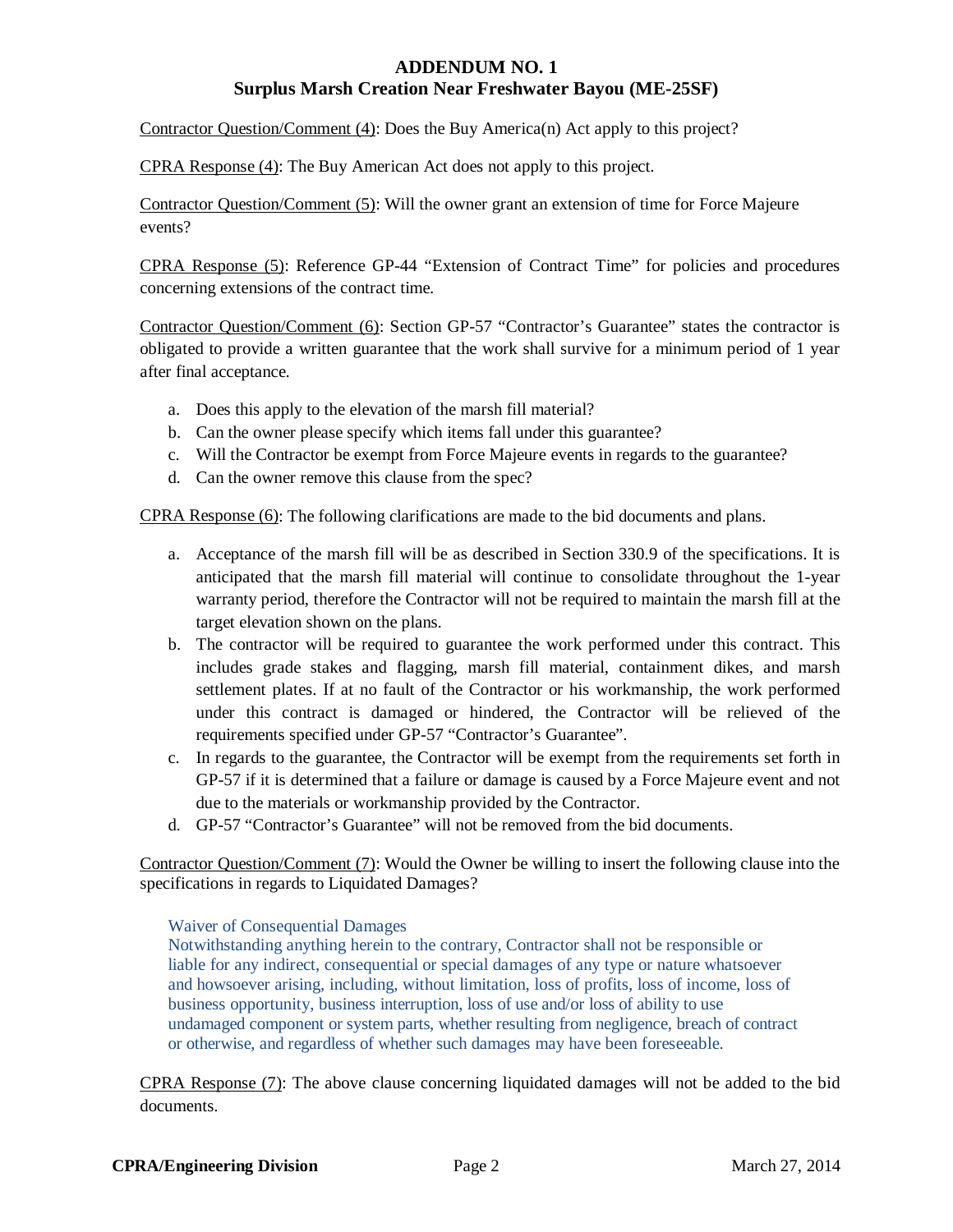## ADDENDUM NO. 1
## Surplus Marsh Creation Near Freshwater Bayou (ME-25SF)

Contractor Question/Comment (4): Does the Buy America(n) Act apply to this project?

CPRA Response (4): The Buy American Act does not apply to this project.

Contractor Question/Comment (5): Will the owner grant an extension of time for Force Majeure events?

CPRA Response (5): Reference GP-44 “Extension of Contract Time” for policies and procedures concerning extensions of the contract time.

Contractor Question/Comment (6): Section GP-57 “Contractor’s Guarantee” states the contractor is obligated to provide a written guarantee that the work shall survive for a minimum period of 1 year after final acceptance.

a. Does this apply to the elevation of the marsh fill material?
b. Can the owner please specify which items fall under this guarantee?
c. Will the Contractor be exempt from Force Majeure events in regards to the guarantee?
d. Can the owner remove this clause from the spec?

CPRA Response (6): The following clarifications are made to the bid documents and plans.

a. Acceptance of the marsh fill will be as described in Section 330.9 of the specifications. It is anticipated that the marsh fill material will continue to consolidate throughout the 1-year warranty period, therefore the Contractor will not be required to maintain the marsh fill at the target elevation shown on the plans.
b. The contractor will be required to guarantee the work performed under this contract. This includes grade stakes and flagging, marsh fill material, containment dikes, and marsh settlement plates. If at no fault of the Contractor or his workmanship, the work performed under this contract is damaged or hindered, the Contractor will be relieved of the requirements specified under GP-57 “Contractor’s Guarantee”.
c. In regards to the guarantee, the Contractor will be exempt from the requirements set forth in GP-57 if it is determined that a failure or damage is caused by a Force Majeure event and not due to the materials or workmanship provided by the Contractor.
d. GP-57 “Contractor’s Guarantee” will not be removed from the bid documents.

Contractor Question/Comment (7): Would the Owner be willing to insert the following clause into the specifications in regards to Liquidated Damages?

> Waiver of Consequential Damages
> Notwithstanding anything herein to the contrary, Contractor shall not be responsible or liable for any indirect, consequential or special damages of any type or nature whatsoever and howsoever arising, including, without limitation, loss of profits, loss of income, loss of business opportunity, business interruption, loss of use and/or loss of ability to use undamaged component or system parts, whether resulting from negligence, breach of contract or otherwise, and regardless of whether such damages may have been foreseeable.

CPRA Response (7): The above clause concerning liquidated damages will not be added to the bid documents.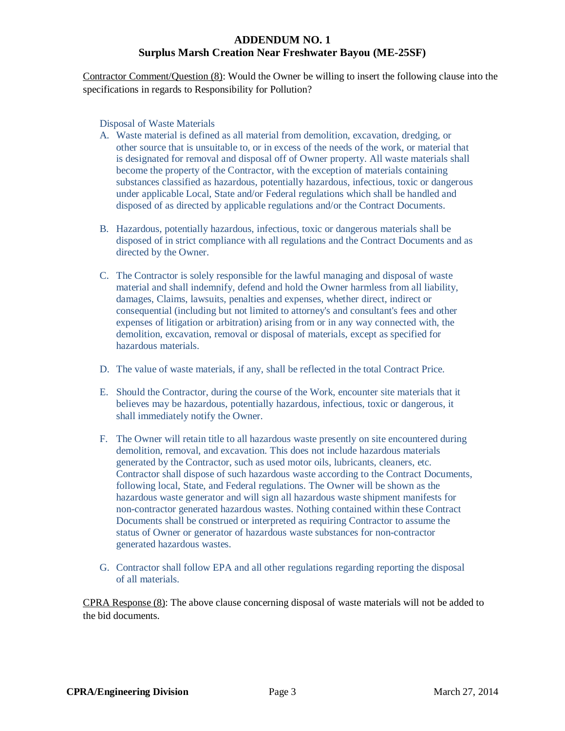## ADDENDUM NO. 1
## Surplus Marsh Creation Near Freshwater Bayou (ME-25SF)

Contractor Comment/Question (8): Would the Owner be willing to insert the following clause into the specifications in regards to Responsibility for Pollution?

Disposal of Waste Materials

A. Waste material is defined as all material from demolition, excavation, dredging, or other source that is unsuitable to, or in excess of the needs of the work, or material that is designated for removal and disposal off of Owner property. All waste materials shall become the property of the Contractor, with the exception of materials containing substances classified as hazardous, potentially hazardous, infectious, toxic or dangerous under applicable Local, State and/or Federal regulations which shall be handled and disposed of as directed by applicable regulations and/or the Contract Documents.

B. Hazardous, potentially hazardous, infectious, toxic or dangerous materials shall be disposed of in strict compliance with all regulations and the Contract Documents and as directed by the Owner.

C. The Contractor is solely responsible for the lawful managing and disposal of waste material and shall indemnify, defend and hold the Owner harmless from all liability, damages, Claims, lawsuits, penalties and expenses, whether direct, indirect or consequential (including but not limited to attorney's and consultant's fees and other expenses of litigation or arbitration) arising from or in any way connected with, the demolition, excavation, removal or disposal of materials, except as specified for hazardous materials.

D. The value of waste materials, if any, shall be reflected in the total Contract Price.

E. Should the Contractor, during the course of the Work, encounter site materials that it believes may be hazardous, potentially hazardous, infectious, toxic or dangerous, it shall immediately notify the Owner.

F. The Owner will retain title to all hazardous waste presently on site encountered during demolition, removal, and excavation. This does not include hazardous materials generated by the Contractor, such as used motor oils, lubricants, cleaners, etc. Contractor shall dispose of such hazardous waste according to the Contract Documents, following local, State, and Federal regulations. The Owner will be shown as the hazardous waste generator and will sign all hazardous waste shipment manifests for non-contractor generated hazardous wastes. Nothing contained within these Contract Documents shall be construed or interpreted as requiring Contractor to assume the status of Owner or generator of hazardous waste substances for non-contractor generated hazardous wastes.

G. Contractor shall follow EPA and all other regulations regarding reporting the disposal of all materials.

CPRA Response (8): The above clause concerning disposal of waste materials will not be added to the bid documents.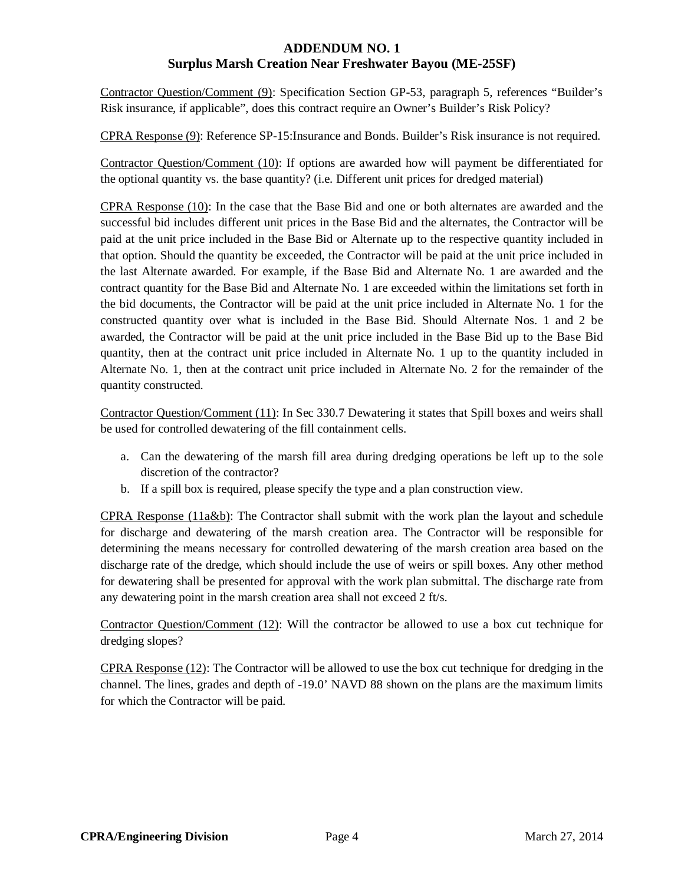**ADDENDUM NO. 1**
**Surplus Marsh Creation Near Freshwater Bayou (ME-25SF)**

Contractor Question/Comment (9): Specification Section GP-53, paragraph 5, references "Builder's Risk insurance, if applicable", does this contract require an Owner's Builder's Risk Policy?

CPRA Response (9): Reference SP-15:Insurance and Bonds. Builder's Risk insurance is not required.

Contractor Question/Comment (10): If options are awarded how will payment be differentiated for the optional quantity vs. the base quantity? (i.e. Different unit prices for dredged material)

CPRA Response (10): In the case that the Base Bid and one or both alternates are awarded and the successful bid includes different unit prices in the Base Bid and the alternates, the Contractor will be paid at the unit price included in the Base Bid or Alternate up to the respective quantity included in that option. Should the quantity be exceeded, the Contractor will be paid at the unit price included in the last Alternate awarded. For example, if the Base Bid and Alternate No. 1 are awarded and the contract quantity for the Base Bid and Alternate No. 1 are exceeded within the limitations set forth in the bid documents, the Contractor will be paid at the unit price included in Alternate No. 1 for the constructed quantity over what is included in the Base Bid. Should Alternate Nos. 1 and 2 be awarded, the Contractor will be paid at the unit price included in the Base Bid up to the Base Bid quantity, then at the contract unit price included in Alternate No. 1 up to the quantity included in Alternate No. 1, then at the contract unit price included in Alternate No. 2 for the remainder of the quantity constructed.

Contractor Question/Comment (11): In Sec 330.7 Dewatering it states that Spill boxes and weirs shall be used for controlled dewatering of the fill containment cells.

a. Can the dewatering of the marsh fill area during dredging operations be left up to the sole discretion of the contractor?
b. If a spill box is required, please specify the type and a plan construction view.

CPRA Response (11a&b): The Contractor shall submit with the work plan the layout and schedule for discharge and dewatering of the marsh creation area. The Contractor will be responsible for determining the means necessary for controlled dewatering of the marsh creation area based on the discharge rate of the dredge, which should include the use of weirs or spill boxes. Any other method for dewatering shall be presented for approval with the work plan submittal. The discharge rate from any dewatering point in the marsh creation area shall not exceed 2 ft/s.

Contractor Question/Comment (12): Will the contractor be allowed to use a box cut technique for dredging slopes?

CPRA Response (12): The Contractor will be allowed to use the box cut technique for dredging in the channel. The lines, grades and depth of -19.0' NAVD 88 shown on the plans are the maximum limits for which the Contractor will be paid.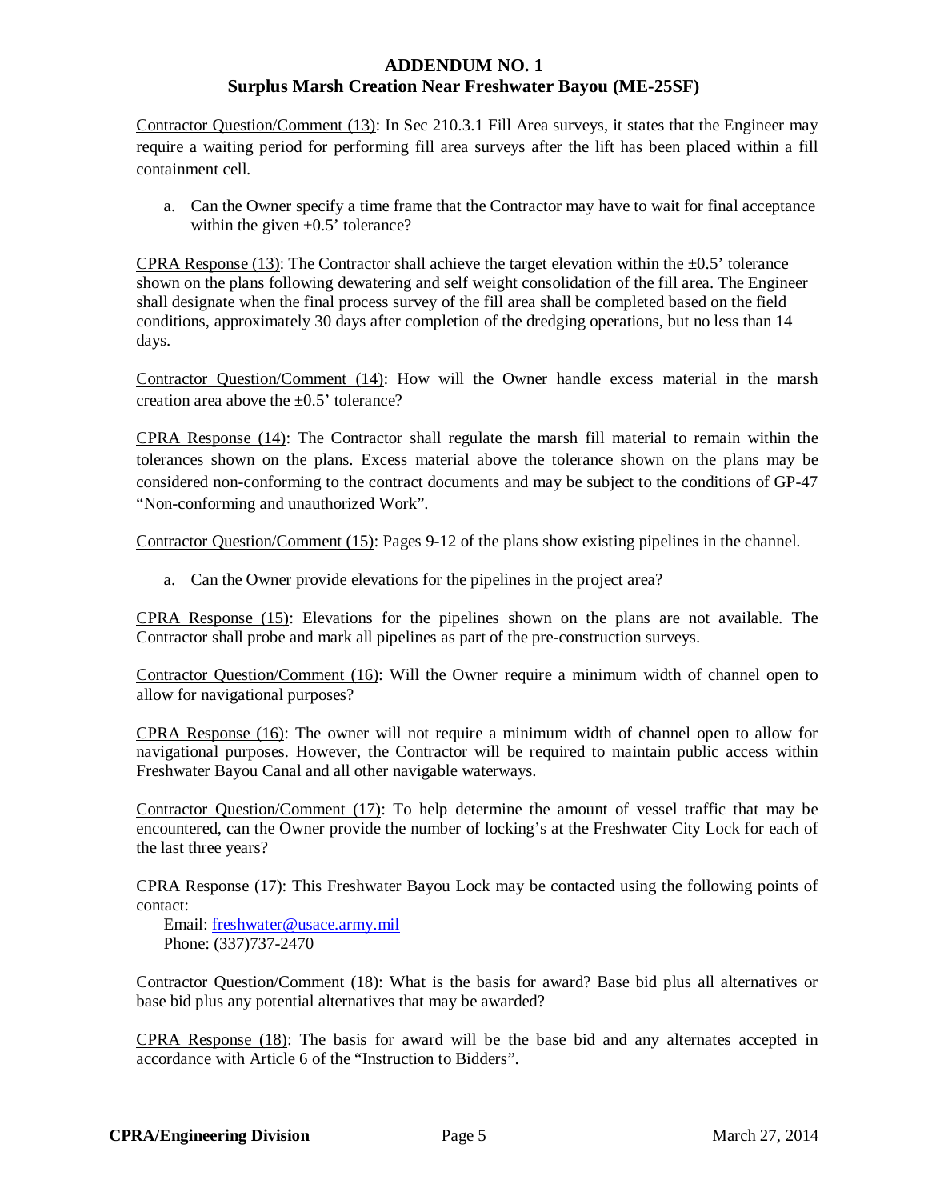Contractor Question/Comment (13): In Sec 210.3.1 Fill Area surveys, it states that the Engineer may require a waiting period for performing fill area surveys after the lift has been placed within a fill containment cell.

a. Can the Owner specify a time frame that the Contractor may have to wait for final acceptance within the given ±0.5' tolerance?

CPRA Response (13): The Contractor shall achieve the target elevation within the ±0.5' tolerance shown on the plans following dewatering and self weight consolidation of the fill area. The Engineer shall designate when the final process survey of the fill area shall be completed based on the field conditions, approximately 30 days after completion of the dredging operations, but no less than 14 days.

Contractor Question/Comment (14): How will the Owner handle excess material in the marsh creation area above the ±0.5' tolerance?

CPRA Response (14): The Contractor shall regulate the marsh fill material to remain within the tolerances shown on the plans. Excess material above the tolerance shown on the plans may be considered non-conforming to the contract documents and may be subject to the conditions of GP-47 "Non-conforming and unauthorized Work".

Contractor Question/Comment (15): Pages 9-12 of the plans show existing pipelines in the channel.

a. Can the Owner provide elevations for the pipelines in the project area?

CPRA Response (15): Elevations for the pipelines shown on the plans are not available. The Contractor shall probe and mark all pipelines as part of the pre-construction surveys.

Contractor Question/Comment (16): Will the Owner require a minimum width of channel open to allow for navigational purposes?

CPRA Response (16): The owner will not require a minimum width of channel open to allow for navigational purposes. However, the Contractor will be required to maintain public access within Freshwater Bayou Canal and all other navigable waterways.

Contractor Question/Comment (17): To help determine the amount of vessel traffic that may be encountered, can the Owner provide the number of locking's at the Freshwater City Lock for each of the last three years?

CPRA Response (17): This Freshwater Bayou Lock may be contacted using the following points of contact:

Email: freshwater@usace.army.mil
Phone: (337)737-2470

Contractor Question/Comment (18): What is the basis for award? Base bid plus all alternatives or base bid plus any potential alternatives that may be awarded?

CPRA Response (18): The basis for award will be the base bid and any alternates accepted in accordance with Article 6 of the "Instruction to Bidders".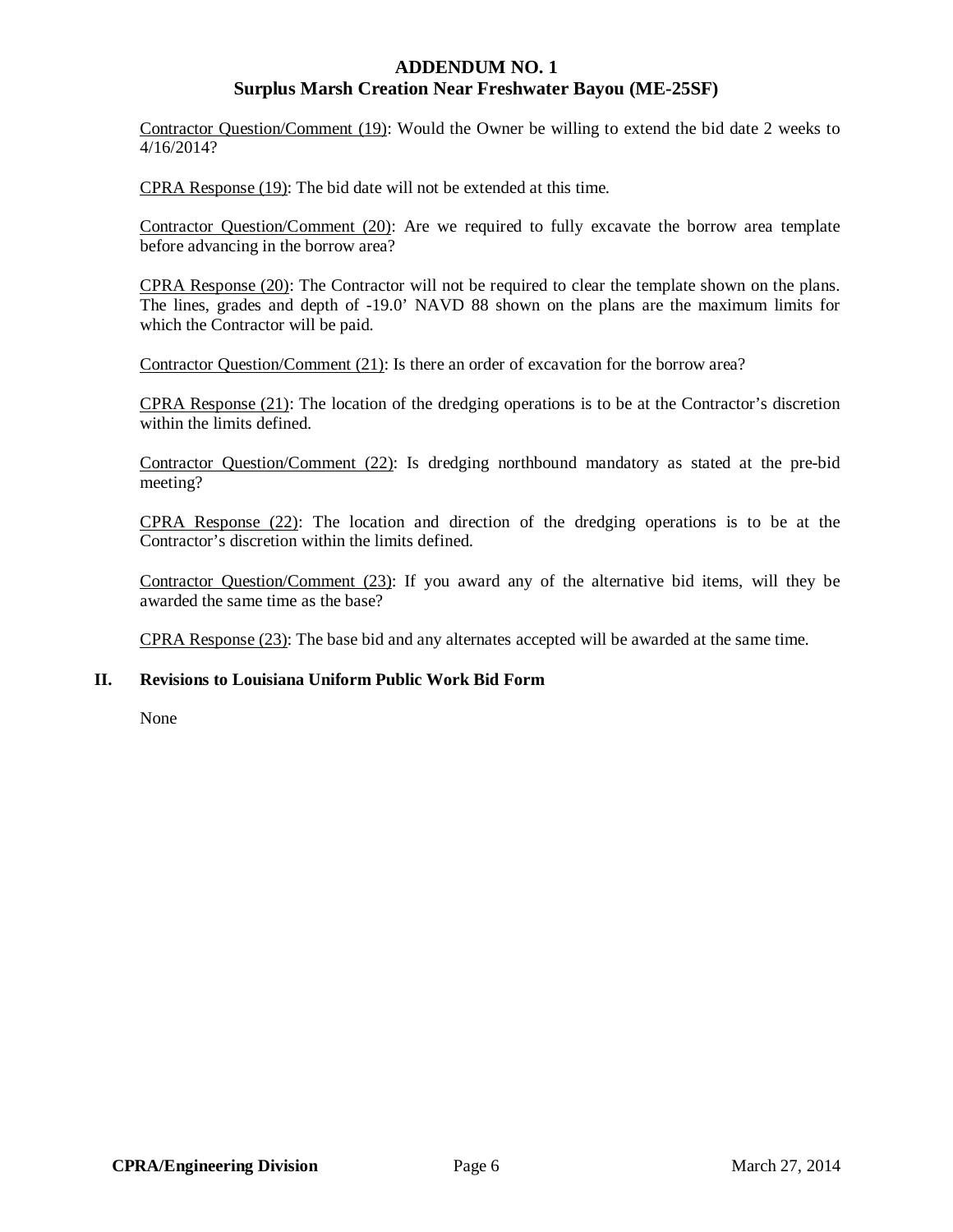Contractor Question/Comment (19): Would the Owner be willing to extend the bid date 2 weeks to 4/16/2014?

CPRA Response (19): The bid date will not be extended at this time.

Contractor Question/Comment (20): Are we required to fully excavate the borrow area template before advancing in the borrow area?

CPRA Response (20): The Contractor will not be required to clear the template shown on the plans. The lines, grades and depth of -19.0' NAVD 88 shown on the plans are the maximum limits for which the Contractor will be paid.

Contractor Question/Comment (21): Is there an order of excavation for the borrow area?

CPRA Response (21): The location of the dredging operations is to be at the Contractor's discretion within the limits defined.

Contractor Question/Comment (22): Is dredging northbound mandatory as stated at the pre-bid meeting?

CPRA Response (22): The location and direction of the dredging operations is to be at the Contractor's discretion within the limits defined.

Contractor Question/Comment (23): If you award any of the alternative bid items, will they be awarded the same time as the base?

CPRA Response (23): The base bid and any alternates accepted will be awarded at the same time.

## II. Revisions to Louisiana Uniform Public Work Bid Form

None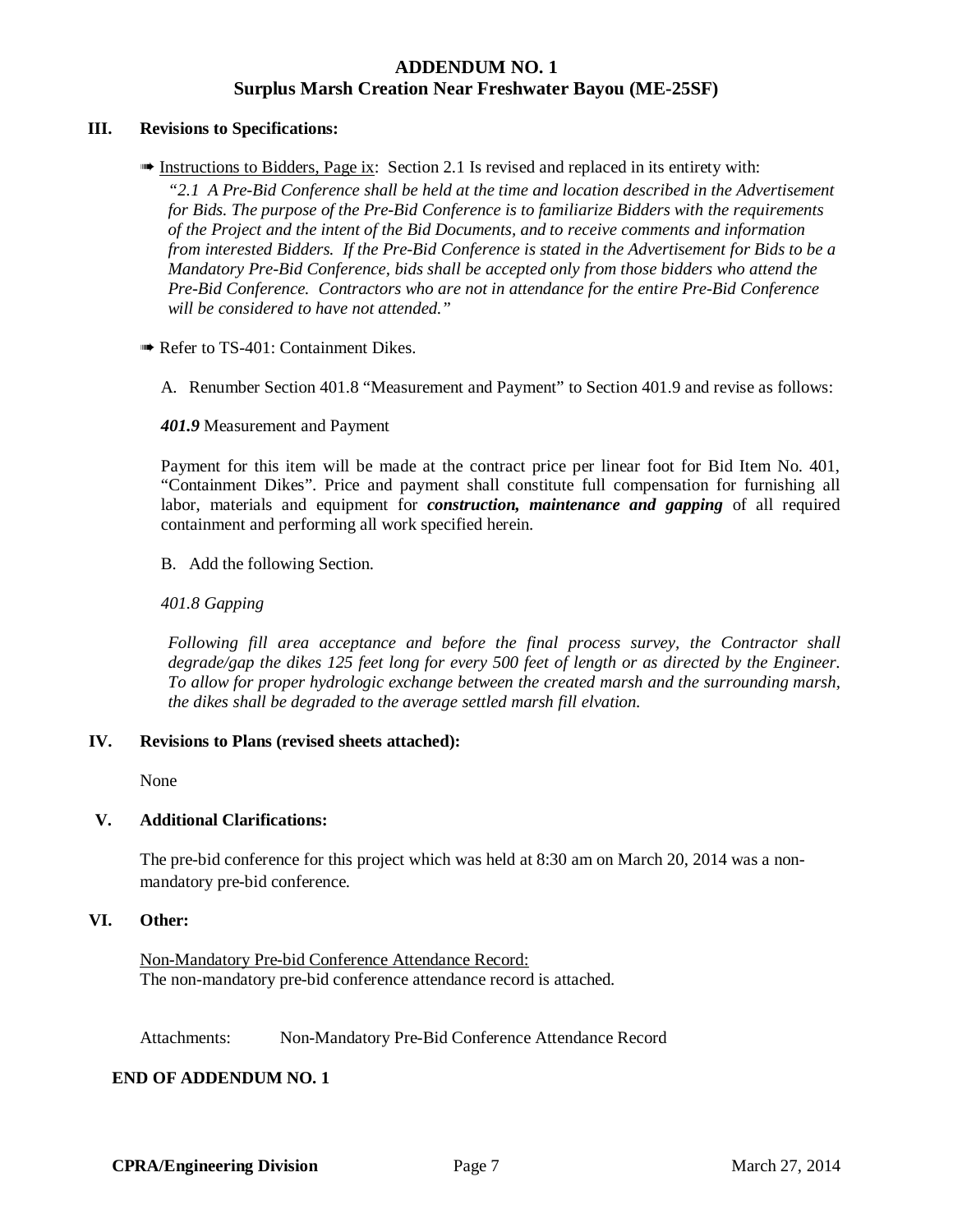**ADDENDUM NO. 1**
**Surplus Marsh Creation Near Freshwater Bayou (ME-25SF)**

## III. Revisions to Specifications:

➠ Instructions to Bidders, Page ix: Section 2.1 Is revised and replaced in its entirety with:

*"2.1 A Pre-Bid Conference shall be held at the time and location described in the Advertisement for Bids. The purpose of the Pre-Bid Conference is to familiarize Bidders with the requirements of the Project and the intent of the Bid Documents, and to receive comments and information from interested Bidders. If the Pre-Bid Conference is stated in the Advertisement for Bids to be a Mandatory Pre-Bid Conference, bids shall be accepted only from those bidders who attend the Pre-Bid Conference. Contractors who are not in attendance for the entire Pre-Bid Conference will be considered to have not attended."*

➠ Refer to TS-401: Containment Dikes.

A. Renumber Section 401.8 "Measurement and Payment" to Section 401.9 and revise as follows:

***401.9*** Measurement and Payment

Payment for this item will be made at the contract price per linear foot for Bid Item No. 401, "Containment Dikes". Price and payment shall constitute full compensation for furnishing all labor, materials and equipment for ***construction, maintenance and gapping*** of all required containment and performing all work specified herein.

B. Add the following Section.

*401.8 Gapping*

*Following fill area acceptance and before the final process survey, the Contractor shall degrade/gap the dikes 125 feet long for every 500 feet of length or as directed by the Engineer. To allow for proper hydrologic exchange between the created marsh and the surrounding marsh, the dikes shall be degraded to the average settled marsh fill elvation.*

## IV. Revisions to Plans (revised sheets attached):

None

## V. Additional Clarifications:

The pre-bid conference for this project which was held at 8:30 am on March 20, 2014 was a non-mandatory pre-bid conference.

## VI. Other:

Non-Mandatory Pre-bid Conference Attendance Record:
The non-mandatory pre-bid conference attendance record is attached.

Attachments: Non-Mandatory Pre-Bid Conference Attendance Record

**END OF ADDENDUM NO. 1**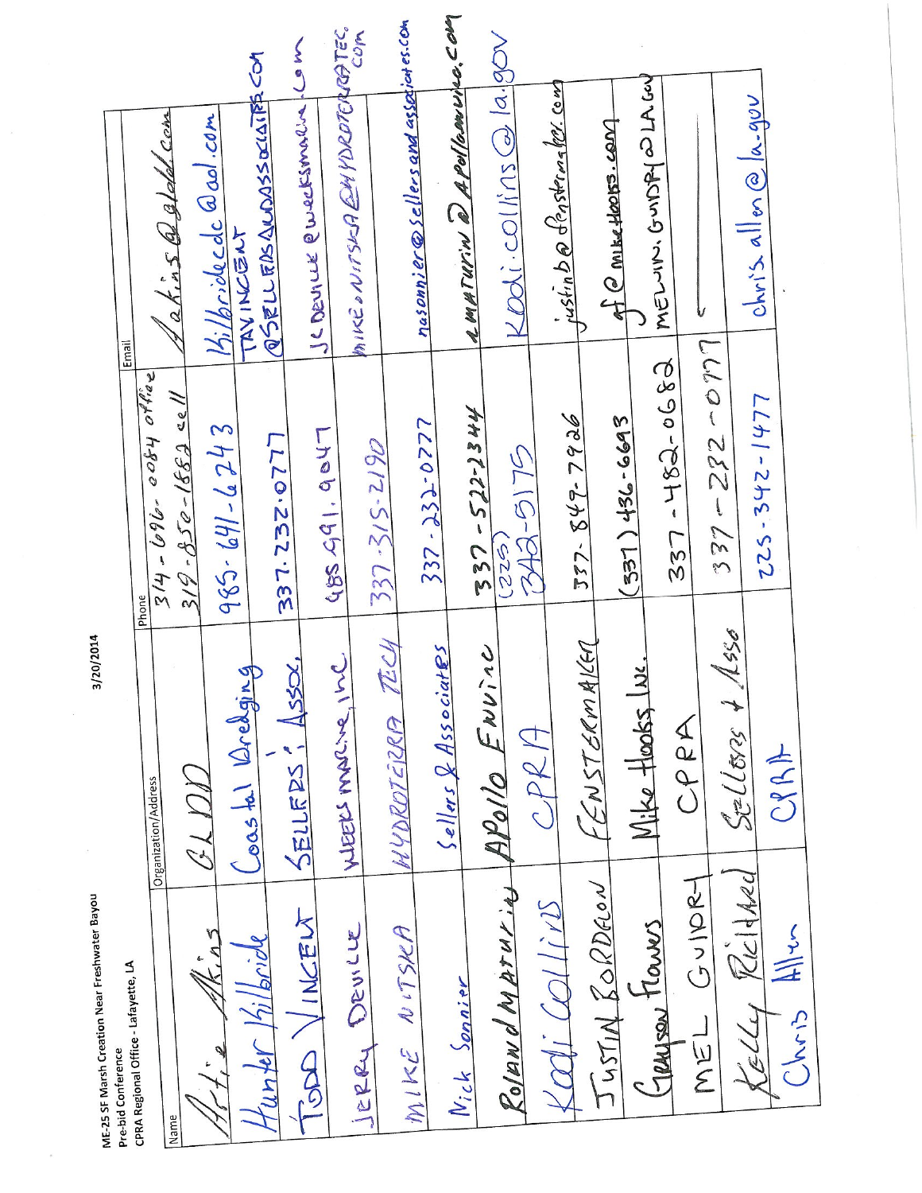ME-25 SF Marsh Creation Near Freshwater Bayou
Pre-bid Conference
CPRA Regional Office - Lafayette, LA

3/20/2014

| Name | Organization/Address | Phone | Email |
|---|---|---|---|
| Artie Akins | GLDD | 314-696-0084 office<br>319-850-1882 cell | Aakins@gldd.com |
| Hunter Kilbride | Coastal Dredging | 985-641-6243 | Kilbridecdc@aol.com |
| TODD VINCENT | SELLERS & ASSOC. | 337.232.0777 | TAVINCENT@SELLERSANDASSOCIATES.COM |
| JERRY DEVILLE | WEEKS MARINE, INC | 985.991.9047 | JCDEVILLE@weeksmarine.com |
| MIKE NITSKA | HYDROTERRA TECH | 337.315.2190 | MIKE.NITSKA@HYDROTERRATEC.COM |
| Nick Sonnier | Sellers & Associates | 337-232-0777 | nasonnier@sellersandassociates.com |
| Roland Maturin | Apollo Enviro | 337-522-2344 | RMATURIN@APOLLOENVIRO.COM |
| Kodi Collins | CPRA | (225) 342-5175 | Kodi.collins@la.gov |
| JUSTIN BORDELON | FENSTERMAKER | 337-849-7926 | justinb@fenstermaker.com |
| Grayson Flowers | Mike Hooks Inc. | (337) 436-6693 | gf@mikehooks.com |
| MEL GUIDRY | CPRA | 337-482-0682 | MELVIN.GUIDRY@LA.GOV |
| Kelly Richard | Sellers & Asso | 337-232-0777 | ← |
| Chris Allen | CPRA | 225-342-1477 | chris.allen@la.gov |